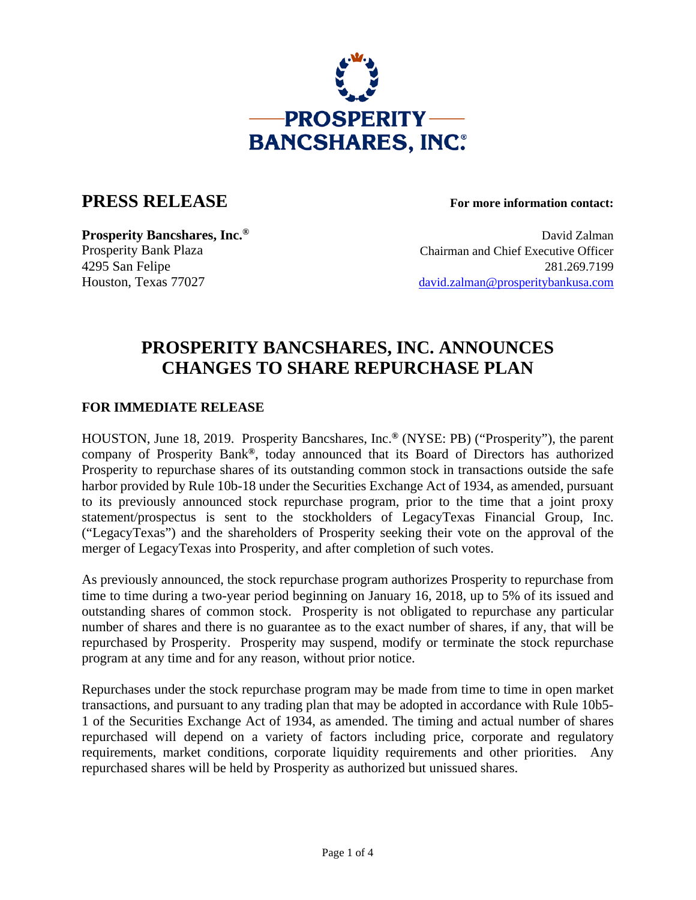**PROSPERITY BANCSHARES, INC.®**

# PRESS RELEASE

**For more information contact:**

**Prosperity Bancshares, Inc.®**
Prosperity Bank Plaza
4295 San Felipe
Houston, Texas 77027

David Zalman
Chairman and Chief Executive Officer
281.269.7199
david.zalman@prosperitybankusa.com

## PROSPERITY BANCSHARES, INC. ANNOUNCES CHANGES TO SHARE REPURCHASE PLAN

**FOR IMMEDIATE RELEASE**

HOUSTON, June 18, 2019. Prosperity Bancshares, Inc.® (NYSE: PB) ("Prosperity"), the parent company of Prosperity Bank®, today announced that its Board of Directors has authorized Prosperity to repurchase shares of its outstanding common stock in transactions outside the safe harbor provided by Rule 10b-18 under the Securities Exchange Act of 1934, as amended, pursuant to its previously announced stock repurchase program, prior to the time that a joint proxy statement/prospectus is sent to the stockholders of LegacyTexas Financial Group, Inc. ("LegacyTexas") and the shareholders of Prosperity seeking their vote on the approval of the merger of LegacyTexas into Prosperity, and after completion of such votes.

As previously announced, the stock repurchase program authorizes Prosperity to repurchase from time to time during a two-year period beginning on January 16, 2018, up to 5% of its issued and outstanding shares of common stock. Prosperity is not obligated to repurchase any particular number of shares and there is no guarantee as to the exact number of shares, if any, that will be repurchased by Prosperity. Prosperity may suspend, modify or terminate the stock repurchase program at any time and for any reason, without prior notice.

Repurchases under the stock repurchase program may be made from time to time in open market transactions, and pursuant to any trading plan that may be adopted in accordance with Rule 10b5-1 of the Securities Exchange Act of 1934, as amended. The timing and actual number of shares repurchased will depend on a variety of factors including price, corporate and regulatory requirements, market conditions, corporate liquidity requirements and other priorities. Any repurchased shares will be held by Prosperity as authorized but unissued shares.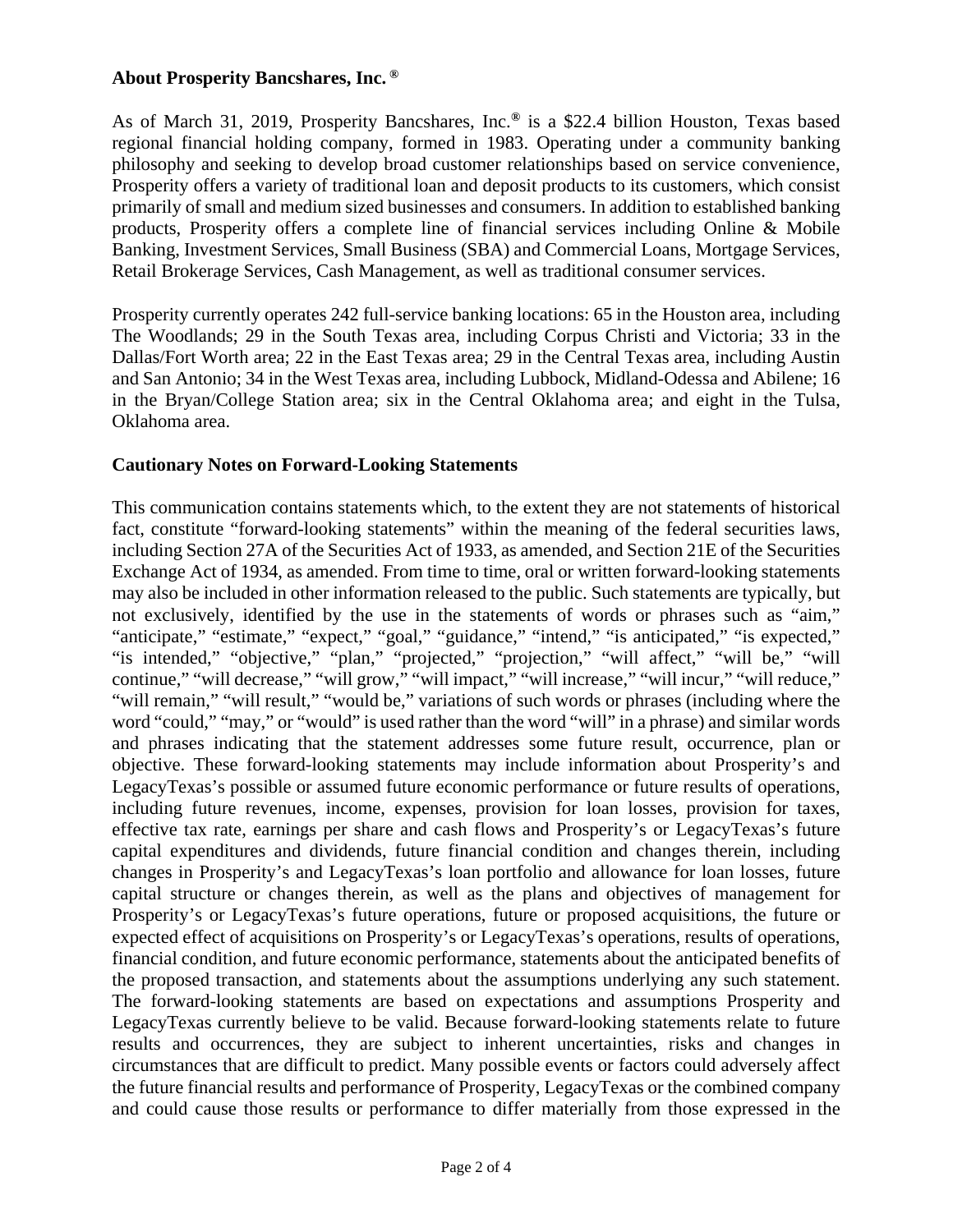**About Prosperity Bancshares, Inc. ®**

As of March 31, 2019, Prosperity Bancshares, Inc.® is a $22.4 billion Houston, Texas based regional financial holding company, formed in 1983. Operating under a community banking philosophy and seeking to develop broad customer relationships based on service convenience, Prosperity offers a variety of traditional loan and deposit products to its customers, which consist primarily of small and medium sized businesses and consumers. In addition to established banking products, Prosperity offers a complete line of financial services including Online & Mobile Banking, Investment Services, Small Business (SBA) and Commercial Loans, Mortgage Services, Retail Brokerage Services, Cash Management, as well as traditional consumer services.

Prosperity currently operates 242 full-service banking locations: 65 in the Houston area, including The Woodlands; 29 in the South Texas area, including Corpus Christi and Victoria; 33 in the Dallas/Fort Worth area; 22 in the East Texas area; 29 in the Central Texas area, including Austin and San Antonio; 34 in the West Texas area, including Lubbock, Midland-Odessa and Abilene; 16 in the Bryan/College Station area; six in the Central Oklahoma area; and eight in the Tulsa, Oklahoma area.

**Cautionary Notes on Forward-Looking Statements**

This communication contains statements which, to the extent they are not statements of historical fact, constitute "forward-looking statements" within the meaning of the federal securities laws, including Section 27A of the Securities Act of 1933, as amended, and Section 21E of the Securities Exchange Act of 1934, as amended. From time to time, oral or written forward-looking statements may also be included in other information released to the public. Such statements are typically, but not exclusively, identified by the use in the statements of words or phrases such as "aim," "anticipate," "estimate," "expect," "goal," "guidance," "intend," "is anticipated," "is expected," "is intended," "objective," "plan," "projected," "projection," "will affect," "will be," "will continue," "will decrease," "will grow," "will impact," "will increase," "will incur," "will reduce," "will remain," "will result," "would be," variations of such words or phrases (including where the word "could," "may," or "would" is used rather than the word "will" in a phrase) and similar words and phrases indicating that the statement addresses some future result, occurrence, plan or objective. These forward-looking statements may include information about Prosperity's and LegacyTexas's possible or assumed future economic performance or future results of operations, including future revenues, income, expenses, provision for loan losses, provision for taxes, effective tax rate, earnings per share and cash flows and Prosperity's or LegacyTexas's future capital expenditures and dividends, future financial condition and changes therein, including changes in Prosperity's and LegacyTexas's loan portfolio and allowance for loan losses, future capital structure or changes therein, as well as the plans and objectives of management for Prosperity's or LegacyTexas's future operations, future or proposed acquisitions, the future or expected effect of acquisitions on Prosperity's or LegacyTexas's operations, results of operations, financial condition, and future economic performance, statements about the anticipated benefits of the proposed transaction, and statements about the assumptions underlying any such statement. The forward-looking statements are based on expectations and assumptions Prosperity and LegacyTexas currently believe to be valid. Because forward-looking statements relate to future results and occurrences, they are subject to inherent uncertainties, risks and changes in circumstances that are difficult to predict. Many possible events or factors could adversely affect the future financial results and performance of Prosperity, LegacyTexas or the combined company and could cause those results or performance to differ materially from those expressed in the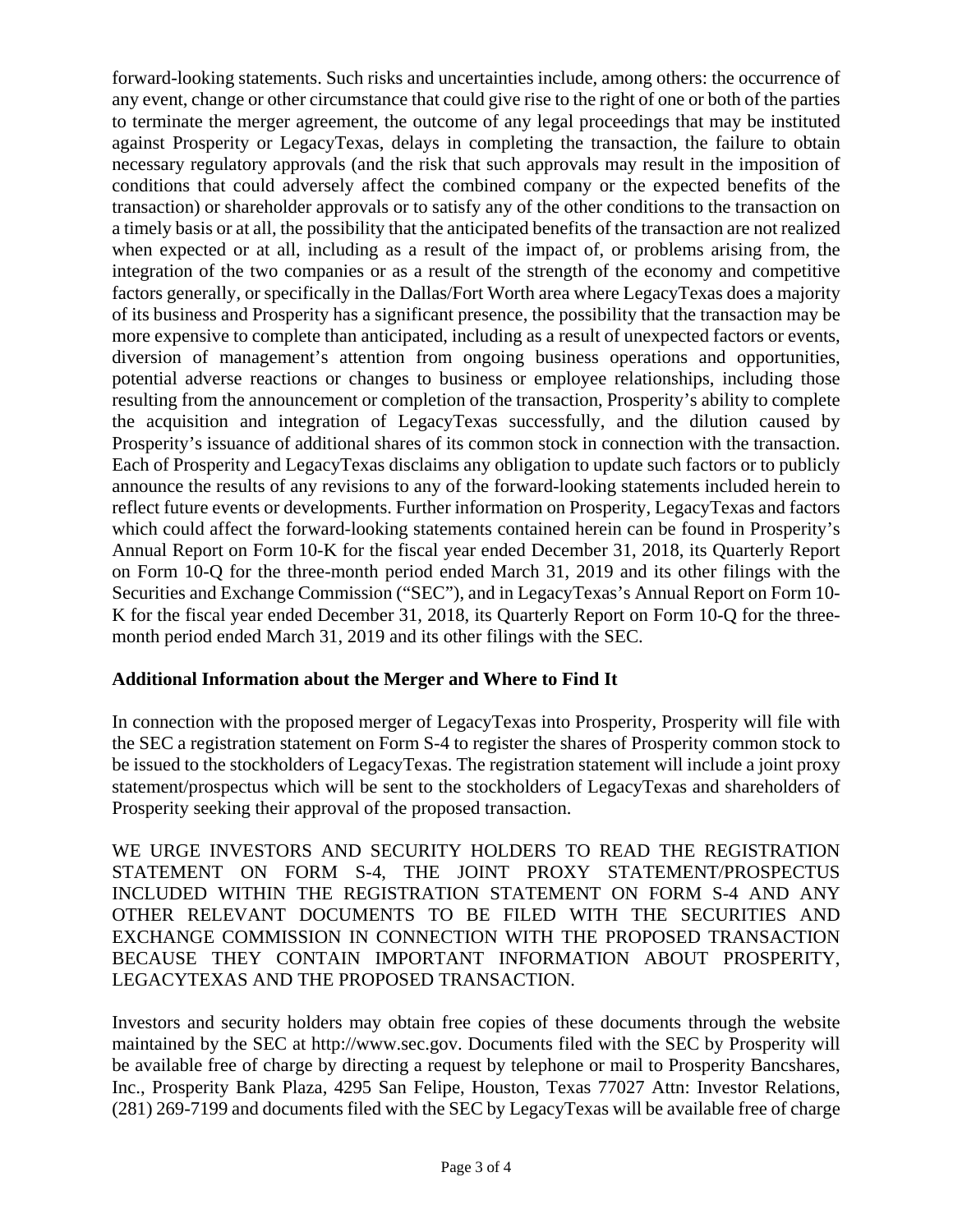forward-looking statements. Such risks and uncertainties include, among others: the occurrence of any event, change or other circumstance that could give rise to the right of one or both of the parties to terminate the merger agreement, the outcome of any legal proceedings that may be instituted against Prosperity or LegacyTexas, delays in completing the transaction, the failure to obtain necessary regulatory approvals (and the risk that such approvals may result in the imposition of conditions that could adversely affect the combined company or the expected benefits of the transaction) or shareholder approvals or to satisfy any of the other conditions to the transaction on a timely basis or at all, the possibility that the anticipated benefits of the transaction are not realized when expected or at all, including as a result of the impact of, or problems arising from, the integration of the two companies or as a result of the strength of the economy and competitive factors generally, or specifically in the Dallas/Fort Worth area where LegacyTexas does a majority of its business and Prosperity has a significant presence, the possibility that the transaction may be more expensive to complete than anticipated, including as a result of unexpected factors or events, diversion of management's attention from ongoing business operations and opportunities, potential adverse reactions or changes to business or employee relationships, including those resulting from the announcement or completion of the transaction, Prosperity's ability to complete the acquisition and integration of LegacyTexas successfully, and the dilution caused by Prosperity's issuance of additional shares of its common stock in connection with the transaction. Each of Prosperity and LegacyTexas disclaims any obligation to update such factors or to publicly announce the results of any revisions to any of the forward-looking statements included herein to reflect future events or developments. Further information on Prosperity, LegacyTexas and factors which could affect the forward-looking statements contained herein can be found in Prosperity's Annual Report on Form 10-K for the fiscal year ended December 31, 2018, its Quarterly Report on Form 10-Q for the three-month period ended March 31, 2019 and its other filings with the Securities and Exchange Commission ("SEC"), and in LegacyTexas's Annual Report on Form 10-K for the fiscal year ended December 31, 2018, its Quarterly Report on Form 10-Q for the three-month period ended March 31, 2019 and its other filings with the SEC.

**Additional Information about the Merger and Where to Find It**

In connection with the proposed merger of LegacyTexas into Prosperity, Prosperity will file with the SEC a registration statement on Form S-4 to register the shares of Prosperity common stock to be issued to the stockholders of LegacyTexas. The registration statement will include a joint proxy statement/prospectus which will be sent to the stockholders of LegacyTexas and shareholders of Prosperity seeking their approval of the proposed transaction.

WE URGE INVESTORS AND SECURITY HOLDERS TO READ THE REGISTRATION STATEMENT ON FORM S-4, THE JOINT PROXY STATEMENT/PROSPECTUS INCLUDED WITHIN THE REGISTRATION STATEMENT ON FORM S-4 AND ANY OTHER RELEVANT DOCUMENTS TO BE FILED WITH THE SECURITIES AND EXCHANGE COMMISSION IN CONNECTION WITH THE PROPOSED TRANSACTION BECAUSE THEY CONTAIN IMPORTANT INFORMATION ABOUT PROSPERITY, LEGACYTEXAS AND THE PROPOSED TRANSACTION.

Investors and security holders may obtain free copies of these documents through the website maintained by the SEC at http://www.sec.gov. Documents filed with the SEC by Prosperity will be available free of charge by directing a request by telephone or mail to Prosperity Bancshares, Inc., Prosperity Bank Plaza, 4295 San Felipe, Houston, Texas 77027 Attn: Investor Relations, (281) 269-7199 and documents filed with the SEC by LegacyTexas will be available free of charge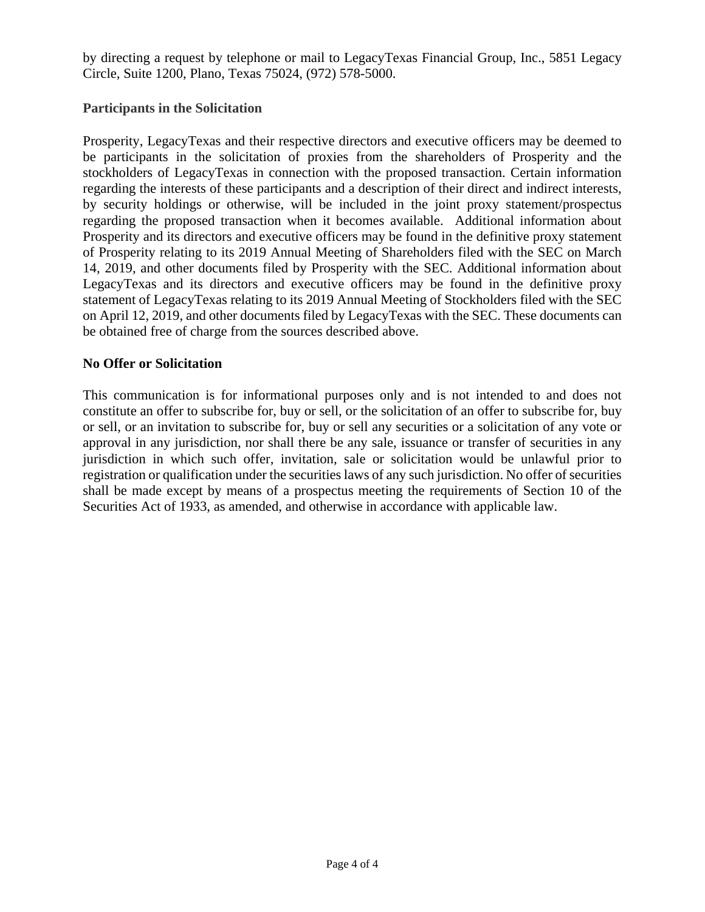by directing a request by telephone or mail to LegacyTexas Financial Group, Inc., 5851 Legacy Circle, Suite 1200, Plano, Texas 75024, (972) 578-5000.

**Participants in the Solicitation**

Prosperity, LegacyTexas and their respective directors and executive officers may be deemed to be participants in the solicitation of proxies from the shareholders of Prosperity and the stockholders of LegacyTexas in connection with the proposed transaction. Certain information regarding the interests of these participants and a description of their direct and indirect interests, by security holdings or otherwise, will be included in the joint proxy statement/prospectus regarding the proposed transaction when it becomes available. Additional information about Prosperity and its directors and executive officers may be found in the definitive proxy statement of Prosperity relating to its 2019 Annual Meeting of Shareholders filed with the SEC on March 14, 2019, and other documents filed by Prosperity with the SEC. Additional information about LegacyTexas and its directors and executive officers may be found in the definitive proxy statement of LegacyTexas relating to its 2019 Annual Meeting of Stockholders filed with the SEC on April 12, 2019, and other documents filed by LegacyTexas with the SEC. These documents can be obtained free of charge from the sources described above.

**No Offer or Solicitation**

This communication is for informational purposes only and is not intended to and does not constitute an offer to subscribe for, buy or sell, or the solicitation of an offer to subscribe for, buy or sell, or an invitation to subscribe for, buy or sell any securities or a solicitation of any vote or approval in any jurisdiction, nor shall there be any sale, issuance or transfer of securities in any jurisdiction in which such offer, invitation, sale or solicitation would be unlawful prior to registration or qualification under the securities laws of any such jurisdiction. No offer of securities shall be made except by means of a prospectus meeting the requirements of Section 10 of the Securities Act of 1933, as amended, and otherwise in accordance with applicable law.